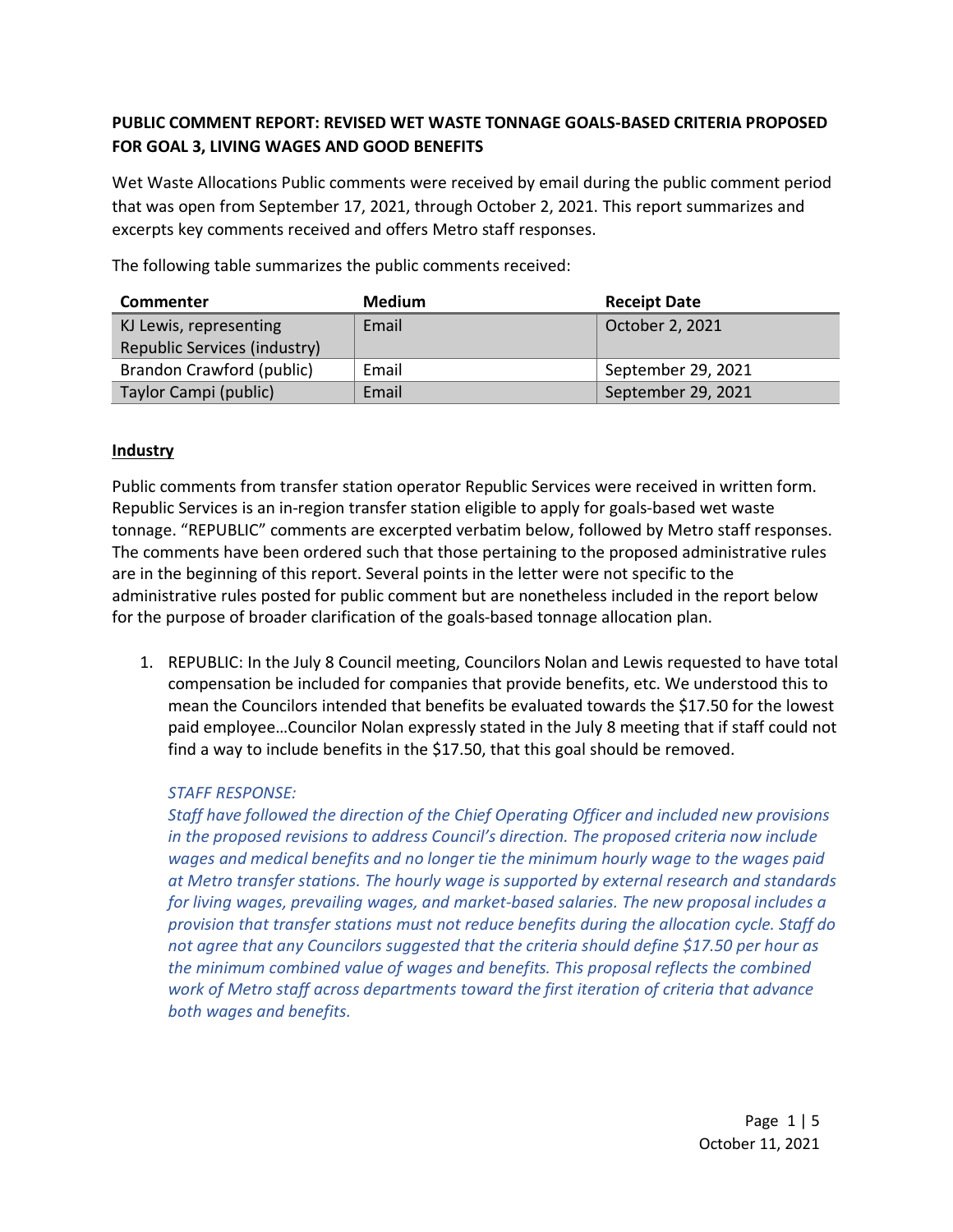### PUBLIC COMMENT REPORT: REVISED WET WASTE TONNAGE GOALS-BASED CRITERIA PROPOSED FOR GOAL 3, LIVING WAGES AND GOOD BENEFITS

Wet Waste Allocations Public comments were received by email during the public comment period that was open from September 17, 2021, through October 2, 2021. This report summarizes and excerpts key comments received and offers Metro staff responses.

The following table summarizes the public comments received:

| Commenter | Medium | Receipt Date |
|---|---|---|
| KJ Lewis, representing Republic Services (industry) | Email | October 2, 2021 |
| Brandon Crawford (public) | Email | September 29, 2021 |
| Taylor Campi (public) | Email | September 29, 2021 |

#### Industry

Public comments from transfer station operator Republic Services were received in written form. Republic Services is an in-region transfer station eligible to apply for goals-based wet waste tonnage. "REPUBLIC" comments are excerpted verbatim below, followed by Metro staff responses. The comments have been ordered such that those pertaining to the proposed administrative rules are in the beginning of this report. Several points in the letter were not specific to the administrative rules posted for public comment but are nonetheless included in the report below for the purpose of broader clarification of the goals-based tonnage allocation plan.

1. REPUBLIC: In the July 8 Council meeting, Councilors Nolan and Lewis requested to have total compensation be included for companies that provide benefits, etc. We understood this to mean the Councilors intended that benefits be evaluated towards the $17.50 for the lowest paid employee…Councilor Nolan expressly stated in the July 8 meeting that if staff could not find a way to include benefits in the $17.50, that this goal should be removed.

   *STAFF RESPONSE:*
   *Staff have followed the direction of the Chief Operating Officer and included new provisions in the proposed revisions to address Council's direction. The proposed criteria now include wages and medical benefits and no longer tie the minimum hourly wage to the wages paid at Metro transfer stations. The hourly wage is supported by external research and standards for living wages, prevailing wages, and market-based salaries. The new proposal includes a provision that transfer stations must not reduce benefits during the allocation cycle. Staff do not agree that any Councilors suggested that the criteria should define $17.50 per hour as the minimum combined value of wages and benefits. This proposal reflects the combined work of Metro staff across departments toward the first iteration of criteria that advance both wages and benefits.*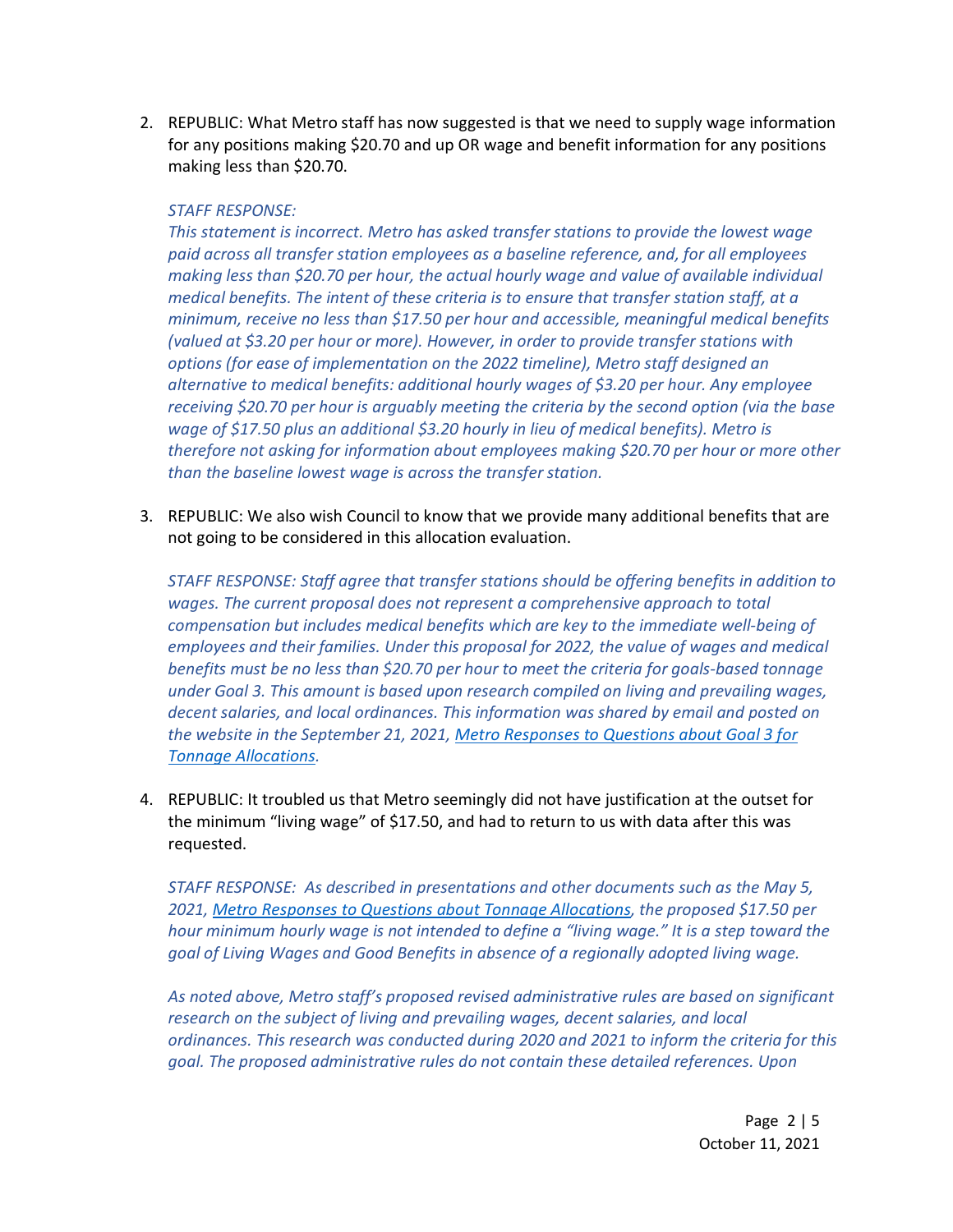2. REPUBLIC: What Metro staff has now suggested is that we need to supply wage information for any positions making $20.70 and up OR wage and benefit information for any positions making less than $20.70.

   *STAFF RESPONSE:*
   *This statement is incorrect. Metro has asked transfer stations to provide the lowest wage paid across all transfer station employees as a baseline reference, and, for all employees making less than $20.70 per hour, the actual hourly wage and value of available individual medical benefits. The intent of these criteria is to ensure that transfer station staff, at a minimum, receive no less than $17.50 per hour and accessible, meaningful medical benefits (valued at $3.20 per hour or more). However, in order to provide transfer stations with options (for ease of implementation on the 2022 timeline), Metro staff designed an alternative to medical benefits: additional hourly wages of $3.20 per hour. Any employee receiving $20.70 per hour is arguably meeting the criteria by the second option (via the base wage of $17.50 plus an additional $3.20 hourly in lieu of medical benefits). Metro is therefore not asking for information about employees making $20.70 per hour or more other than the baseline lowest wage is across the transfer station.*

3. REPUBLIC: We also wish Council to know that we provide many additional benefits that are not going to be considered in this allocation evaluation.

   *STAFF RESPONSE: Staff agree that transfer stations should be offering benefits in addition to wages. The current proposal does not represent a comprehensive approach to total compensation but includes medical benefits which are key to the immediate well-being of employees and their families. Under this proposal for 2022, the value of wages and medical benefits must be no less than $20.70 per hour to meet the criteria for goals-based tonnage under Goal 3. This amount is based upon research compiled on living and prevailing wages, decent salaries, and local ordinances. This information was shared by email and posted on the website in the September 21, 2021, Metro Responses to Questions about Goal 3 for Tonnage Allocations.*

4. REPUBLIC: It troubled us that Metro seemingly did not have justification at the outset for the minimum "living wage" of $17.50, and had to return to us with data after this was requested.

   *STAFF RESPONSE: As described in presentations and other documents such as the May 5, 2021, Metro Responses to Questions about Tonnage Allocations, the proposed $17.50 per hour minimum hourly wage is not intended to define a "living wage." It is a step toward the goal of Living Wages and Good Benefits in absence of a regionally adopted living wage.*

   *As noted above, Metro staff's proposed revised administrative rules are based on significant research on the subject of living and prevailing wages, decent salaries, and local ordinances. This research was conducted during 2020 and 2021 to inform the criteria for this goal. The proposed administrative rules do not contain these detailed references. Upon*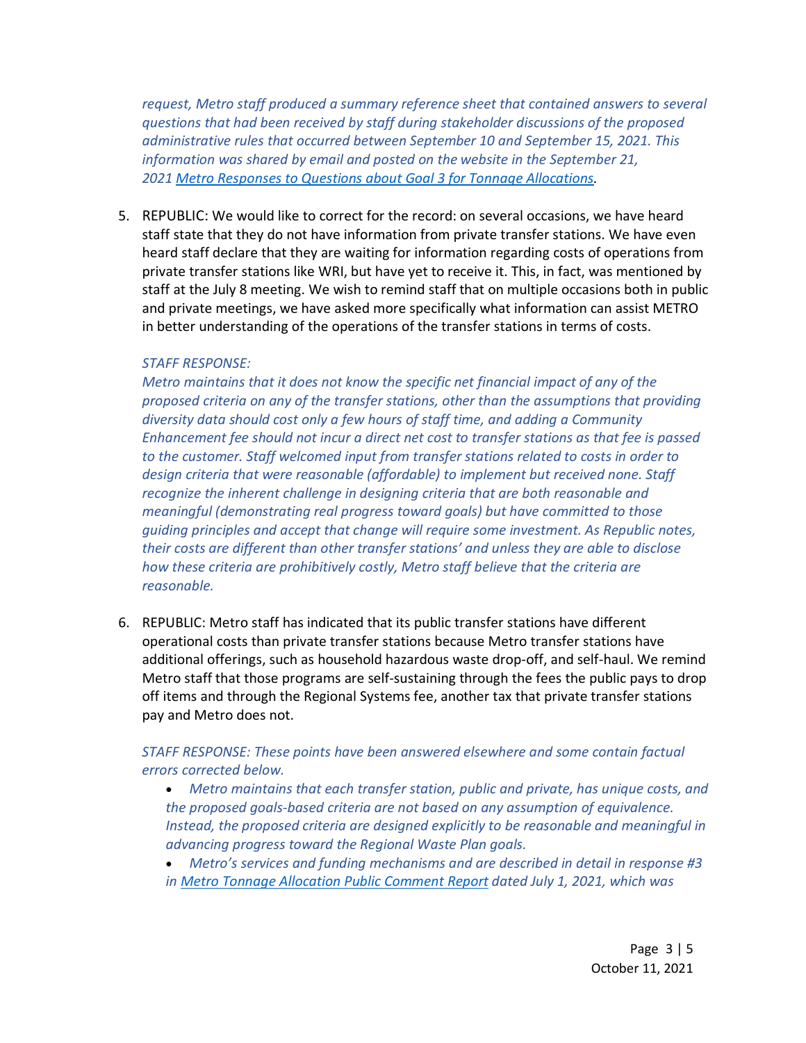*request, Metro staff produced a summary reference sheet that contained answers to several questions that had been received by staff during stakeholder discussions of the proposed administrative rules that occurred between September 10 and September 15, 2021. This information was shared by email and posted on the website in the September 21, 2021 [Metro Responses to Questions about Goal 3 for Tonnage Allocations](#).*

5. REPUBLIC: We would like to correct for the record: on several occasions, we have heard staff state that they do not have information from private transfer stations. We have even heard staff declare that they are waiting for information regarding costs of operations from private transfer stations like WRI, but have yet to receive it. This, in fact, was mentioned by staff at the July 8 meeting. We wish to remind staff that on multiple occasions both in public and private meetings, we have asked more specifically what information can assist METRO in better understanding of the operations of the transfer stations in terms of costs.

   *STAFF RESPONSE:*
   *Metro maintains that it does not know the specific net financial impact of any of the proposed criteria on any of the transfer stations, other than the assumptions that providing diversity data should cost only a few hours of staff time, and adding a Community Enhancement fee should not incur a direct net cost to transfer stations as that fee is passed to the customer. Staff welcomed input from transfer stations related to costs in order to design criteria that were reasonable (affordable) to implement but received none. Staff recognize the inherent challenge in designing criteria that are both reasonable and meaningful (demonstrating real progress toward goals) but have committed to those guiding principles and accept that change will require some investment. As Republic notes, their costs are different than other transfer stations' and unless they are able to disclose how these criteria are prohibitively costly, Metro staff believe that the criteria are reasonable.*

6. REPUBLIC: Metro staff has indicated that its public transfer stations have different operational costs than private transfer stations because Metro transfer stations have additional offerings, such as household hazardous waste drop-off, and self-haul. We remind Metro staff that those programs are self-sustaining through the fees the public pays to drop off items and through the Regional Systems fee, another tax that private transfer stations pay and Metro does not.

   *STAFF RESPONSE: These points have been answered elsewhere and some contain factual errors corrected below.*

   - *Metro maintains that each transfer station, public and private, has unique costs, and the proposed goals-based criteria are not based on any assumption of equivalence. Instead, the proposed criteria are designed explicitly to be reasonable and meaningful in advancing progress toward the Regional Waste Plan goals.*
   - *Metro's services and funding mechanisms and are described in detail in response #3 in [Metro Tonnage Allocation Public Comment Report](#) dated July 1, 2021, which was*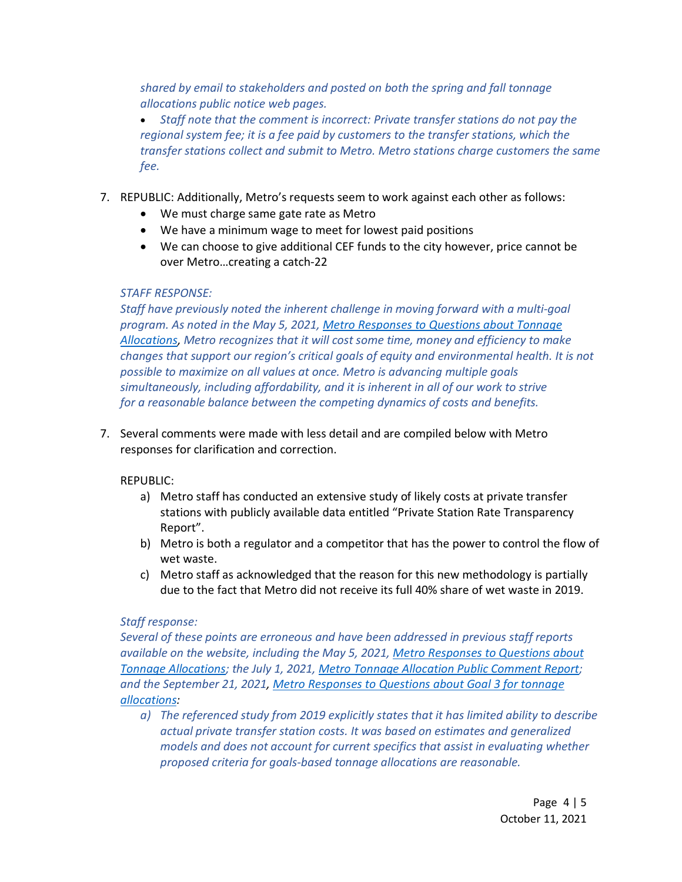*shared by email to stakeholders and posted on both the spring and fall tonnage allocations public notice web pages.*

- *Staff note that the comment is incorrect: Private transfer stations do not pay the regional system fee; it is a fee paid by customers to the transfer stations, which the transfer stations collect and submit to Metro. Metro stations charge customers the same fee.*

7. REPUBLIC: Additionally, Metro's requests seem to work against each other as follows:
   - We must charge same gate rate as Metro
   - We have a minimum wage to meet for lowest paid positions
   - We can choose to give additional CEF funds to the city however, price cannot be over Metro…creating a catch-22

*STAFF RESPONSE:*
*Staff have previously noted the inherent challenge in moving forward with a multi-goal program. As noted in the May 5, 2021, [Metro Responses to Questions about Tonnage Allocations](), Metro recognizes that it will cost some time, money and efficiency to make changes that support our region's critical goals of equity and environmental health. It is not possible to maximize on all values at once. Metro is advancing multiple goals simultaneously, including affordability, and it is inherent in all of our work to strive for a reasonable balance between the competing dynamics of costs and benefits.*

7. Several comments were made with less detail and are compiled below with Metro responses for clarification and correction.

REPUBLIC:

a) Metro staff has conducted an extensive study of likely costs at private transfer stations with publicly available data entitled "Private Station Rate Transparency Report".
b) Metro is both a regulator and a competitor that has the power to control the flow of wet waste.
c) Metro staff as acknowledged that the reason for this new methodology is partially due to the fact that Metro did not receive its full 40% share of wet waste in 2019.

*Staff response:*
*Several of these points are erroneous and have been addressed in previous staff reports available on the website, including the May 5, 2021, [Metro Responses to Questions about Tonnage Allocations](); the July 1, 2021, [Metro Tonnage Allocation Public Comment Report](); and the September 21, 2021, [Metro Responses to Questions about Goal 3 for tonnage allocations]():*

*a) The referenced study from 2019 explicitly states that it has limited ability to describe actual private transfer station costs. It was based on estimates and generalized models and does not account for current specifics that assist in evaluating whether proposed criteria for goals-based tonnage allocations are reasonable.*

October 11, 2021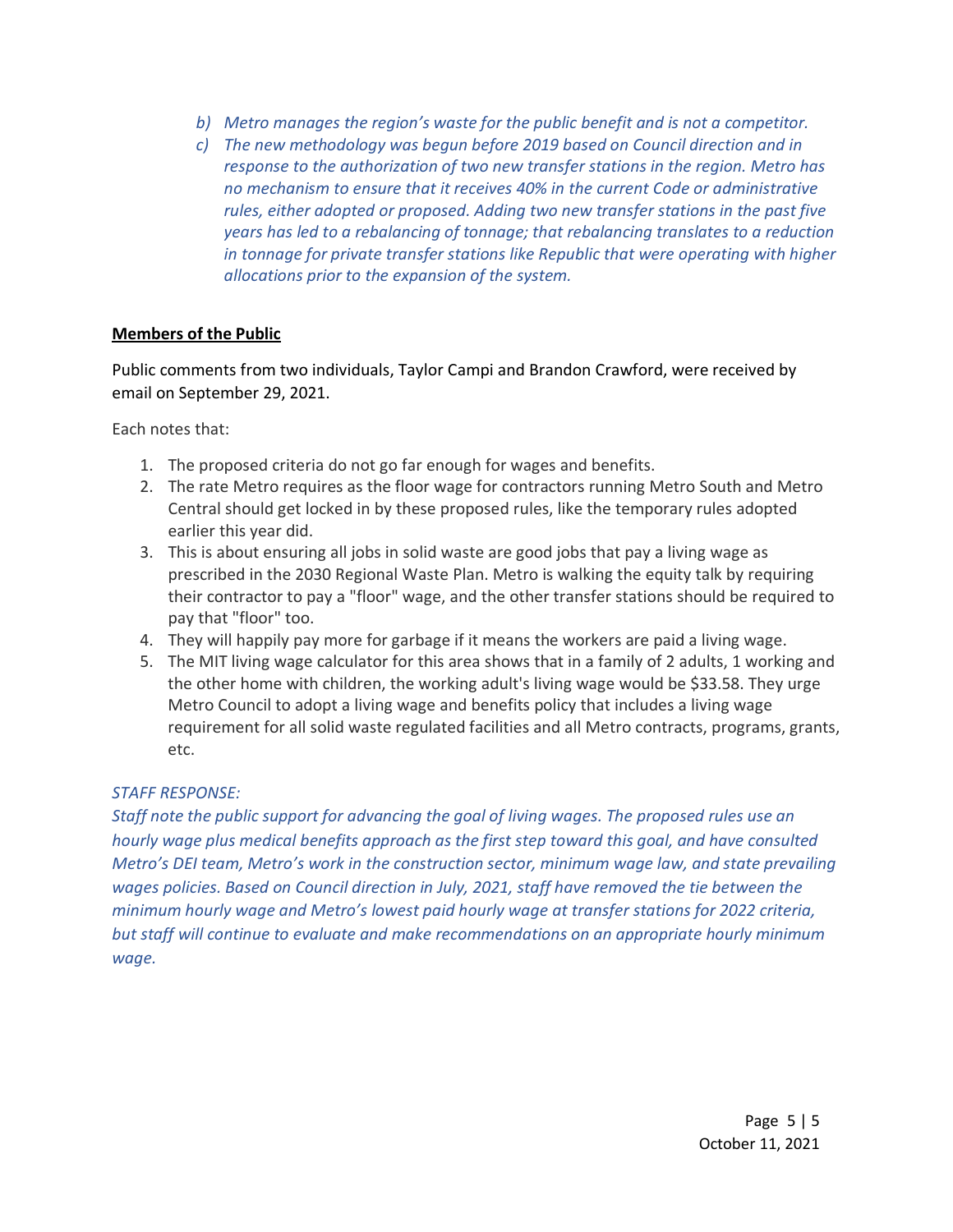b) *Metro manages the region's waste for the public benefit and is not a competitor.*
c) *The new methodology was begun before 2019 based on Council direction and in response to the authorization of two new transfer stations in the region. Metro has no mechanism to ensure that it receives 40% in the current Code or administrative rules, either adopted or proposed. Adding two new transfer stations in the past five years has led to a rebalancing of tonnage; that rebalancing translates to a reduction in tonnage for private transfer stations like Republic that were operating with higher allocations prior to the expansion of the system.*

**Members of the Public**

Public comments from two individuals, Taylor Campi and Brandon Crawford, were received by email on September 29, 2021.

Each notes that:

1. The proposed criteria do not go far enough for wages and benefits.
2. The rate Metro requires as the floor wage for contractors running Metro South and Metro Central should get locked in by these proposed rules, like the temporary rules adopted earlier this year did.
3. This is about ensuring all jobs in solid waste are good jobs that pay a living wage as prescribed in the 2030 Regional Waste Plan. Metro is walking the equity talk by requiring their contractor to pay a "floor" wage, and the other transfer stations should be required to pay that "floor" too.
4. They will happily pay more for garbage if it means the workers are paid a living wage.
5. The MIT living wage calculator for this area shows that in a family of 2 adults, 1 working and the other home with children, the working adult's living wage would be $33.58. They urge Metro Council to adopt a living wage and benefits policy that includes a living wage requirement for all solid waste regulated facilities and all Metro contracts, programs, grants, etc.

*STAFF RESPONSE:*

*Staff note the public support for advancing the goal of living wages. The proposed rules use an hourly wage plus medical benefits approach as the first step toward this goal, and have consulted Metro's DEI team, Metro's work in the construction sector, minimum wage law, and state prevailing wages policies. Based on Council direction in July, 2021, staff have removed the tie between the minimum hourly wage and Metro's lowest paid hourly wage at transfer stations for 2022 criteria, but staff will continue to evaluate and make recommendations on an appropriate hourly minimum wage.*